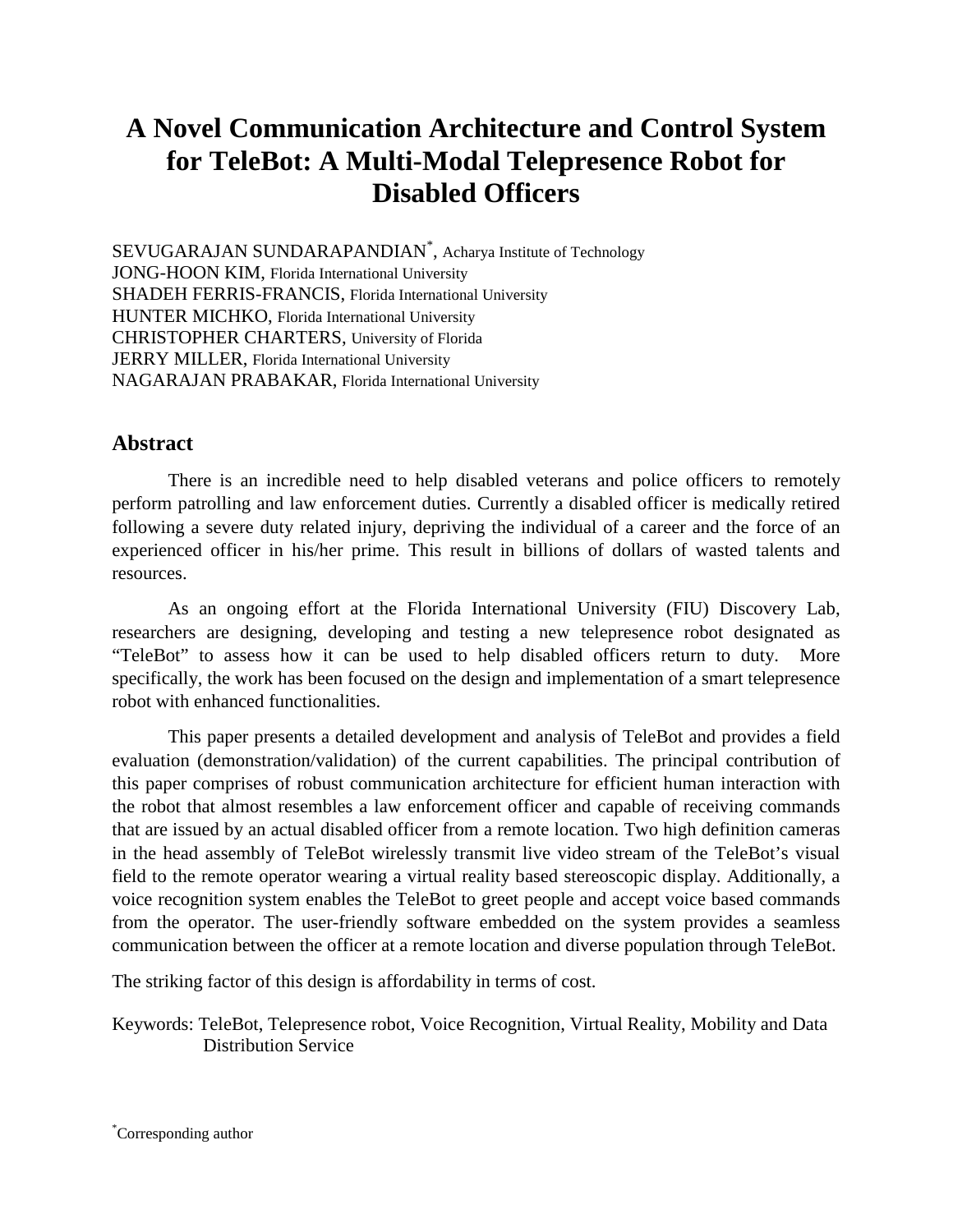# A Novel Communication Architecture and Control System for TeleBot: A Multi-Modal Telepresence Robot for Disabled Officers

SEVUGARAJAN SUNDARAPANDIAN*, Acharya Institute of Technology
JONG-HOON KIM, Florida International University
SHADEH FERRIS-FRANCIS, Florida International University
HUNTER MICHKO, Florida International University
CHRISTOPHER CHARTERS, University of Florida
JERRY MILLER, Florida International University
NAGARAJAN PRABAKAR, Florida International University

## Abstract

There is an incredible need to help disabled veterans and police officers to remotely perform patrolling and law enforcement duties. Currently a disabled officer is medically retired following a severe duty related injury, depriving the individual of a career and the force of an experienced officer in his/her prime. This result in billions of dollars of wasted talents and resources.

As an ongoing effort at the Florida International University (FIU) Discovery Lab, researchers are designing, developing and testing a new telepresence robot designated as "TeleBot" to assess how it can be used to help disabled officers return to duty. More specifically, the work has been focused on the design and implementation of a smart telepresence robot with enhanced functionalities.

This paper presents a detailed development and analysis of TeleBot and provides a field evaluation (demonstration/validation) of the current capabilities. The principal contribution of this paper comprises of robust communication architecture for efficient human interaction with the robot that almost resembles a law enforcement officer and capable of receiving commands that are issued by an actual disabled officer from a remote location. Two high definition cameras in the head assembly of TeleBot wirelessly transmit live video stream of the TeleBot's visual field to the remote operator wearing a virtual reality based stereoscopic display. Additionally, a voice recognition system enables the TeleBot to greet people and accept voice based commands from the operator. The user-friendly software embedded on the system provides a seamless communication between the officer at a remote location and diverse population through TeleBot.

The striking factor of this design is affordability in terms of cost.

Keywords: TeleBot, Telepresence robot, Voice Recognition, Virtual Reality, Mobility and Data Distribution Service

*Corresponding author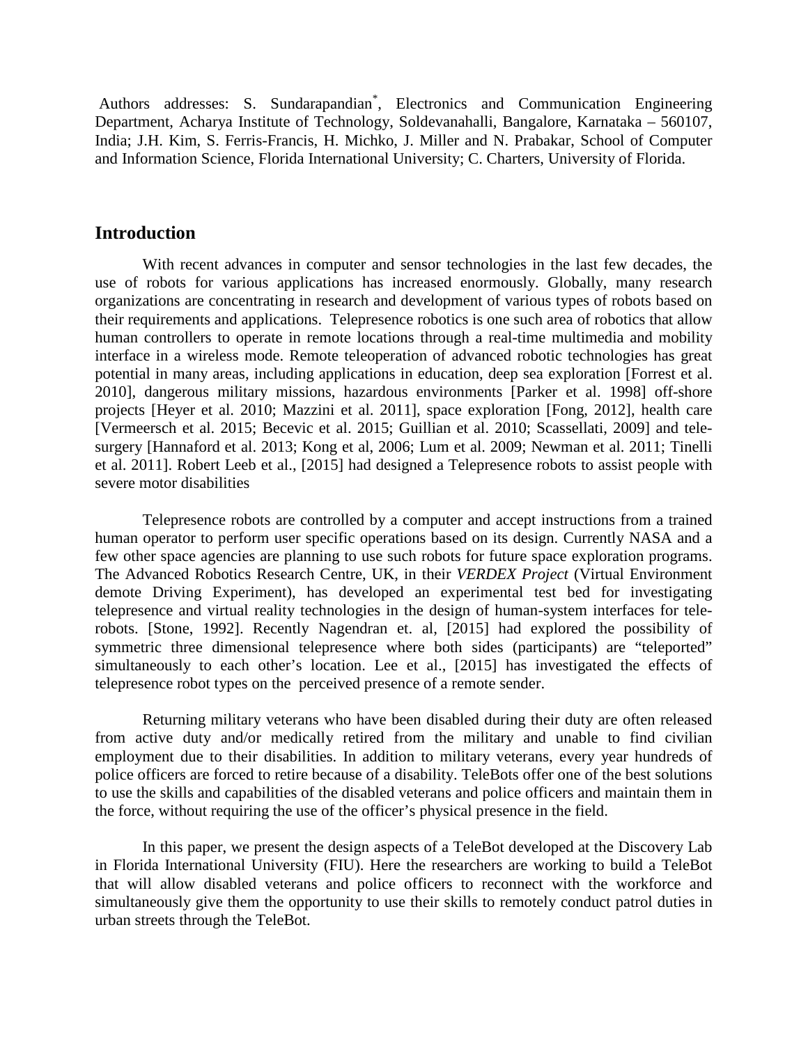Authors addresses: S. Sundarapandian*, Electronics and Communication Engineering Department, Acharya Institute of Technology, Soldevanahalli, Bangalore, Karnataka – 560107, India; J.H. Kim, S. Ferris-Francis, H. Michko, J. Miller and N. Prabakar, School of Computer and Information Science, Florida International University; C. Charters, University of Florida.

## Introduction

With recent advances in computer and sensor technologies in the last few decades, the use of robots for various applications has increased enormously. Globally, many research organizations are concentrating in research and development of various types of robots based on their requirements and applications. Telepresence robotics is one such area of robotics that allow human controllers to operate in remote locations through a real-time multimedia and mobility interface in a wireless mode. Remote teleoperation of advanced robotic technologies has great potential in many areas, including applications in education, deep sea exploration [Forrest et al. 2010], dangerous military missions, hazardous environments [Parker et al. 1998] off-shore projects [Heyer et al. 2010; Mazzini et al. 2011], space exploration [Fong, 2012], health care [Vermeersch et al. 2015; Becevic et al. 2015; Guillian et al. 2010; Scassellati, 2009] and tele-surgery [Hannaford et al. 2013; Kong et al, 2006; Lum et al. 2009; Newman et al. 2011; Tinelli et al. 2011]. Robert Leeb et al., [2015] had designed a Telepresence robots to assist people with severe motor disabilities

Telepresence robots are controlled by a computer and accept instructions from a trained human operator to perform user specific operations based on its design. Currently NASA and a few other space agencies are planning to use such robots for future space exploration programs. The Advanced Robotics Research Centre, UK, in their *VERDEX Project* (Virtual Environment demote Driving Experiment), has developed an experimental test bed for investigating telepresence and virtual reality technologies in the design of human-system interfaces for tele-robots. [Stone, 1992]. Recently Nagendran et. al, [2015] had explored the possibility of symmetric three dimensional telepresence where both sides (participants) are "teleported" simultaneously to each other's location. Lee et al., [2015] has investigated the effects of telepresence robot types on the perceived presence of a remote sender.

Returning military veterans who have been disabled during their duty are often released from active duty and/or medically retired from the military and unable to find civilian employment due to their disabilities. In addition to military veterans, every year hundreds of police officers are forced to retire because of a disability. TeleBots offer one of the best solutions to use the skills and capabilities of the disabled veterans and police officers and maintain them in the force, without requiring the use of the officer's physical presence in the field.

In this paper, we present the design aspects of a TeleBot developed at the Discovery Lab in Florida International University (FIU). Here the researchers are working to build a TeleBot that will allow disabled veterans and police officers to reconnect with the workforce and simultaneously give them the opportunity to use their skills to remotely conduct patrol duties in urban streets through the TeleBot.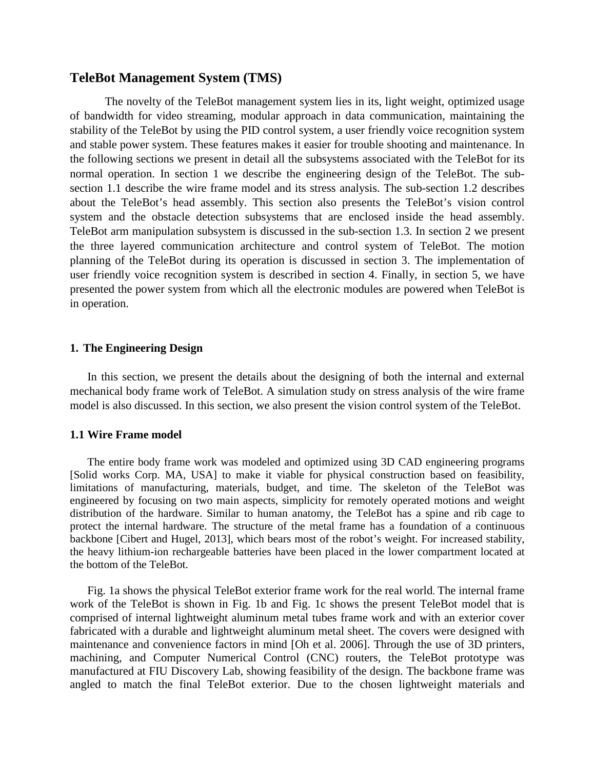## TeleBot Management System (TMS)

The novelty of the TeleBot management system lies in its, light weight, optimized usage of bandwidth for video streaming, modular approach in data communication, maintaining the stability of the TeleBot by using the PID control system, a user friendly voice recognition system and stable power system. These features makes it easier for trouble shooting and maintenance. In the following sections we present in detail all the subsystems associated with the TeleBot for its normal operation. In section 1 we describe the engineering design of the TeleBot. The sub-section 1.1 describe the wire frame model and its stress analysis. The sub-section 1.2 describes about the TeleBot's head assembly. This section also presents the TeleBot's vision control system and the obstacle detection subsystems that are enclosed inside the head assembly. TeleBot arm manipulation subsystem is discussed in the sub-section 1.3. In section 2 we present the three layered communication architecture and control system of TeleBot. The motion planning of the TeleBot during its operation is discussed in section 3. The implementation of user friendly voice recognition system is described in section 4. Finally, in section 5, we have presented the power system from which all the electronic modules are powered when TeleBot is in operation.

### 1. The Engineering Design

In this section, we present the details about the designing of both the internal and external mechanical body frame work of TeleBot. A simulation study on stress analysis of the wire frame model is also discussed. In this section, we also present the vision control system of the TeleBot.

### 1.1 Wire Frame model

The entire body frame work was modeled and optimized using 3D CAD engineering programs [Solid works Corp. MA, USA] to make it viable for physical construction based on feasibility, limitations of manufacturing, materials, budget, and time. The skeleton of the TeleBot was engineered by focusing on two main aspects, simplicity for remotely operated motions and weight distribution of the hardware. Similar to human anatomy, the TeleBot has a spine and rib cage to protect the internal hardware. The structure of the metal frame has a foundation of a continuous backbone [Cibert and Hugel, 2013], which bears most of the robot's weight. For increased stability, the heavy lithium-ion rechargeable batteries have been placed in the lower compartment located at the bottom of the TeleBot.

Fig. 1a shows the physical TeleBot exterior frame work for the real world. The internal frame work of the TeleBot is shown in Fig. 1b and Fig. 1c shows the present TeleBot model that is comprised of internal lightweight aluminum metal tubes frame work and with an exterior cover fabricated with a durable and lightweight aluminum metal sheet. The covers were designed with maintenance and convenience factors in mind [Oh et al. 2006]. Through the use of 3D printers, machining, and Computer Numerical Control (CNC) routers, the TeleBot prototype was manufactured at FIU Discovery Lab, showing feasibility of the design. The backbone frame was angled to match the final TeleBot exterior. Due to the chosen lightweight materials and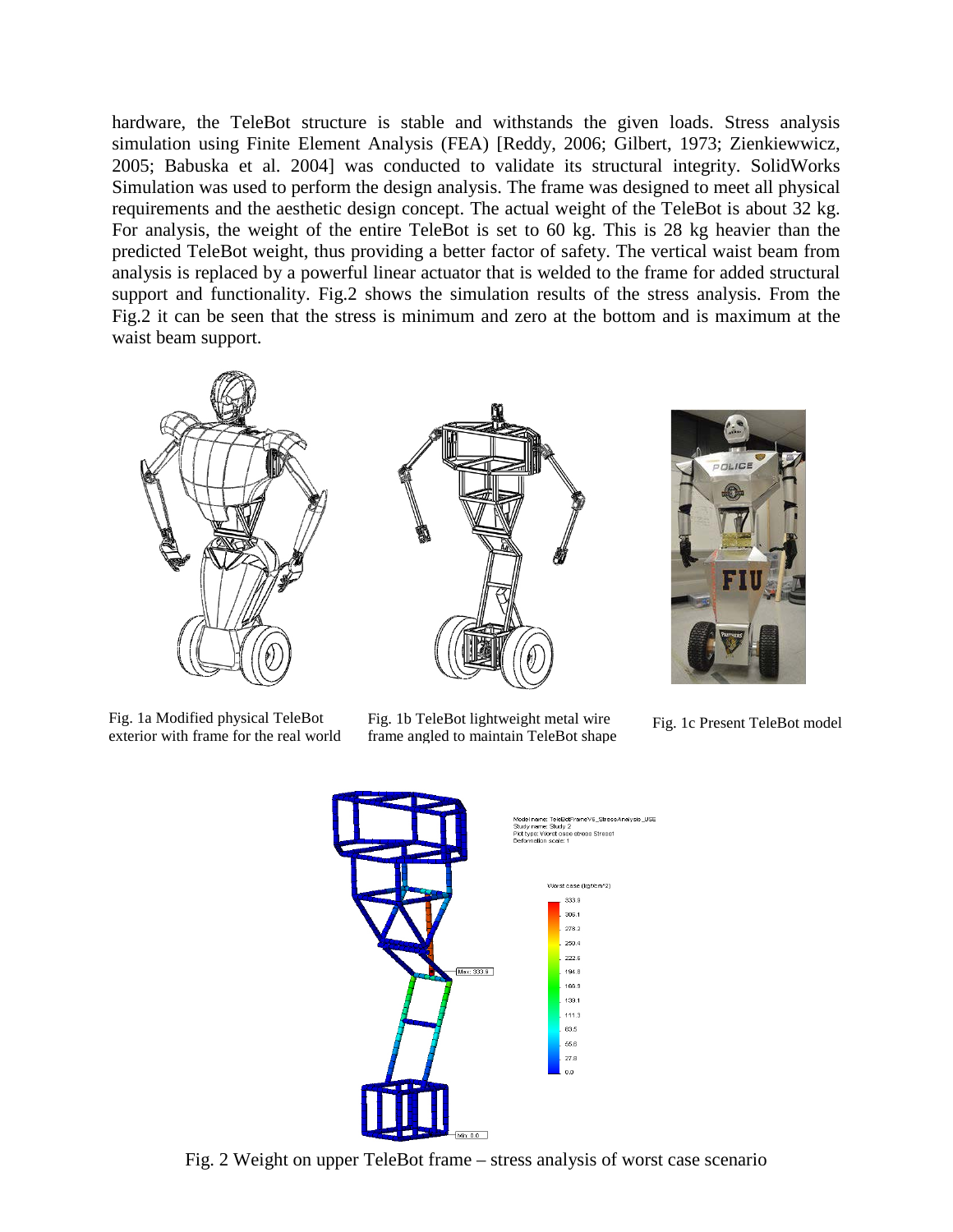hardware, the TeleBot structure is stable and withstands the given loads. Stress analysis simulation using Finite Element Analysis (FEA) [Reddy, 2006; Gilbert, 1973; Zienkiewwicz, 2005; Babuska et al. 2004] was conducted to validate its structural integrity. SolidWorks Simulation was used to perform the design analysis. The frame was designed to meet all physical requirements and the aesthetic design concept. The actual weight of the TeleBot is about 32 kg. For analysis, the weight of the entire TeleBot is set to 60 kg. This is 28 kg heavier than the predicted TeleBot weight, thus providing a better factor of safety. The vertical waist beam from analysis is replaced by a powerful linear actuator that is welded to the frame for added structural support and functionality. Fig.2 shows the simulation results of the stress analysis. From the Fig.2 it can be seen that the stress is minimum and zero at the bottom and is maximum at the waist beam support.

Fig. 1a Modified physical TeleBot exterior with frame for the real world

Fig. 1b TeleBot lightweight metal wire frame angled to maintain TeleBot shape

Fig. 1c Present TeleBot model

Fig. 2 Weight on upper TeleBot frame – stress analysis of worst case scenario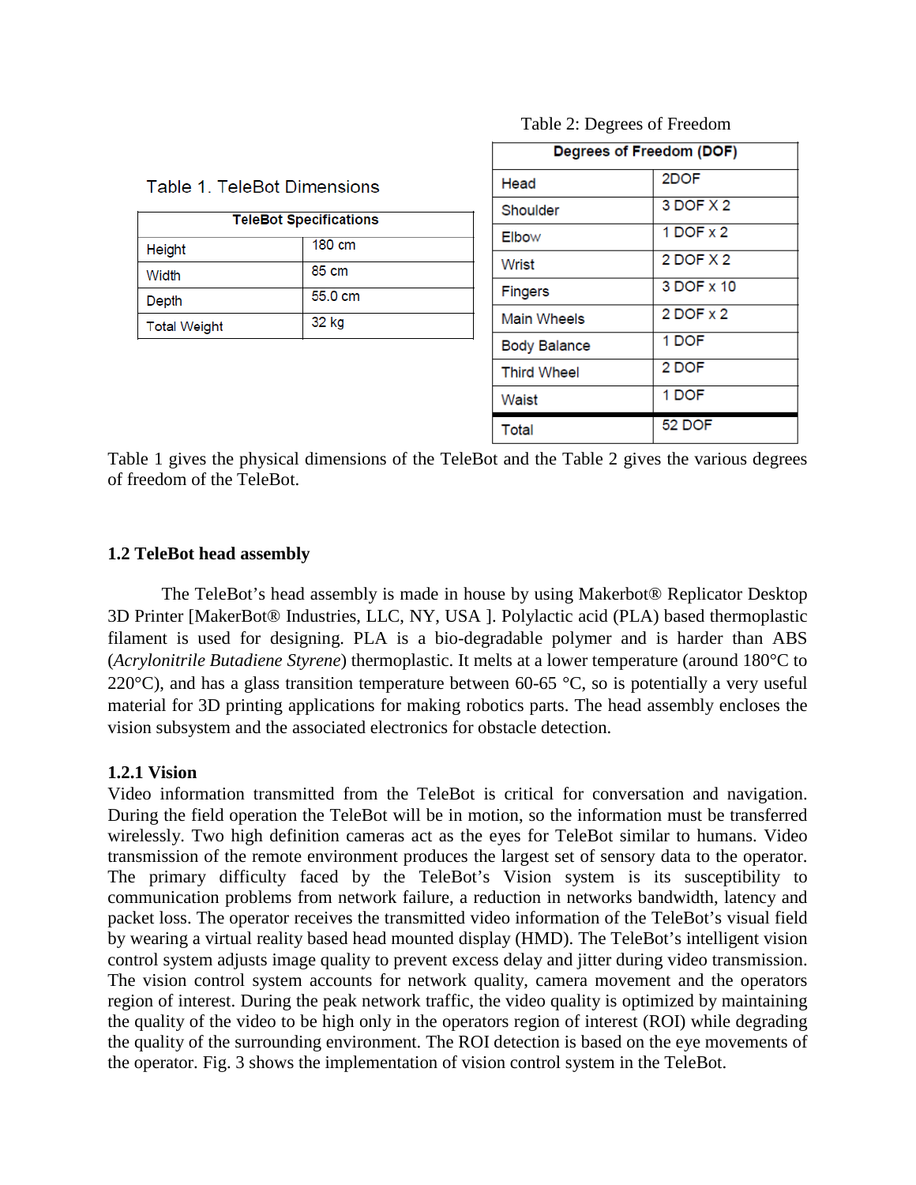Table 1. TeleBot Dimensions

| TeleBot Specifications | |
|---|---|
| Height | 180 cm |
| Width | 85 cm |
| Depth | 55.0 cm |
| Total Weight | 32 kg |

Table 2: Degrees of Freedom

| Degrees of Freedom (DOF) | |
|---|---|
| Head | 2DOF |
| Shoulder | 3 DOF X 2 |
| Elbow | 1 DOF x 2 |
| Wrist | 2 DOF X 2 |
| Fingers | 3 DOF x 10 |
| Main Wheels | 2 DOF x 2 |
| Body Balance | 1 DOF |
| Third Wheel | 2 DOF |
| Waist | 1 DOF |
| Total | 52 DOF |

Table 1 gives the physical dimensions of the TeleBot and the Table 2 gives the various degrees of freedom of the TeleBot.

### 1.2 TeleBot head assembly

The TeleBot's head assembly is made in house by using Makerbot® Replicator Desktop 3D Printer [MakerBot® Industries, LLC, NY, USA ]. Polylactic acid (PLA) based thermoplastic filament is used for designing. PLA is a bio-degradable polymer and is harder than ABS (*Acrylonitrile Butadiene Styrene*) thermoplastic. It melts at a lower temperature (around 180°C to 220°C), and has a glass transition temperature between 60-65 °C, so is potentially a very useful material for 3D printing applications for making robotics parts. The head assembly encloses the vision subsystem and the associated electronics for obstacle detection.

#### 1.2.1 Vision

Video information transmitted from the TeleBot is critical for conversation and navigation. During the field operation the TeleBot will be in motion, so the information must be transferred wirelessly. Two high definition cameras act as the eyes for TeleBot similar to humans. Video transmission of the remote environment produces the largest set of sensory data to the operator. The primary difficulty faced by the TeleBot's Vision system is its susceptibility to communication problems from network failure, a reduction in networks bandwidth, latency and packet loss. The operator receives the transmitted video information of the TeleBot's visual field by wearing a virtual reality based head mounted display (HMD). The TeleBot's intelligent vision control system adjusts image quality to prevent excess delay and jitter during video transmission. The vision control system accounts for network quality, camera movement and the operators region of interest. During the peak network traffic, the video quality is optimized by maintaining the quality of the video to be high only in the operators region of interest (ROI) while degrading the quality of the surrounding environment. The ROI detection is based on the eye movements of the operator. Fig. 3 shows the implementation of vision control system in the TeleBot.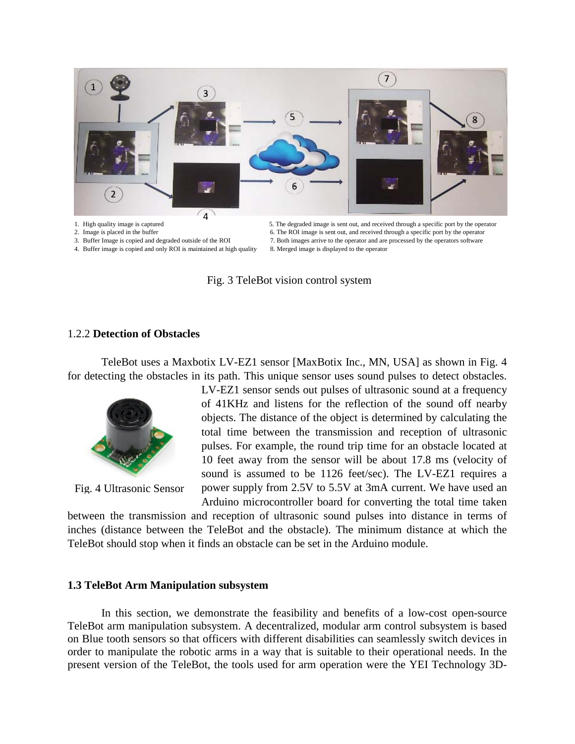1. High quality image is captured
2. Image is placed in the buffer
3. Buffer Image is copied and degraded outside of the ROI
4. Buffer image is copied and only ROI is maintained at high quality
5. The degraded image is sent out, and received through a specific port by the operator
6. The ROI image is sent out, and received through a specific port by the operator
7. Both images arrive to the operator and are processed by the operators software
8. Merged image is displayed to the operator

Fig. 3 TeleBot vision control system

1.2.2 **Detection of Obstacles**

TeleBot uses a Maxbotix LV-EZ1 sensor [MaxBotix Inc., MN, USA] as shown in Fig. 4 for detecting the obstacles in its path. This unique sensor uses sound pulses to detect obstacles. LV-EZ1 sensor sends out pulses of ultrasonic sound at a frequency of 41KHz and listens for the reflection of the sound off nearby objects. The distance of the object is determined by calculating the total time between the transmission and reception of ultrasonic pulses. For example, the round trip time for an obstacle located at 10 feet away from the sensor will be about 17.8 ms (velocity of sound is assumed to be 1126 feet/sec). The LV-EZ1 requires a power supply from 2.5V to 5.5V at 3mA current. We have used an Arduino microcontroller board for converting the total time taken between the transmission and reception of ultrasonic sound pulses into distance in terms of inches (distance between the TeleBot and the obstacle). The minimum distance at which the TeleBot should stop when it finds an obstacle can be set in the Arduino module.

Fig. 4 Ultrasonic Sensor

**1.3 TeleBot Arm Manipulation subsystem**

In this section, we demonstrate the feasibility and benefits of a low-cost open-source TeleBot arm manipulation subsystem. A decentralized, modular arm control subsystem is based on Blue tooth sensors so that officers with different disabilities can seamlessly switch devices in order to manipulate the robotic arms in a way that is suitable to their operational needs. In the present version of the TeleBot, the tools used for arm operation were the YEI Technology 3D-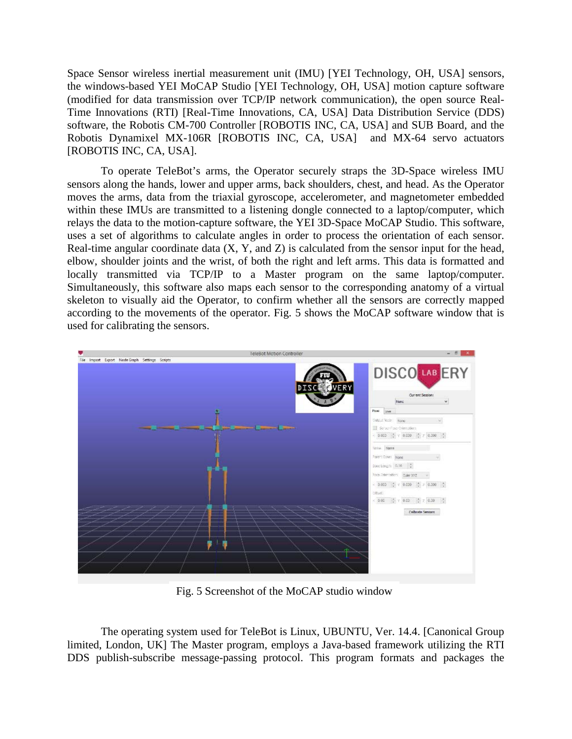Space Sensor wireless inertial measurement unit (IMU) [YEI Technology, OH, USA] sensors, the windows-based YEI MoCAP Studio [YEI Technology, OH, USA] motion capture software (modified for data transmission over TCP/IP network communication), the open source Real-Time Innovations (RTI) [Real-Time Innovations, CA, USA] Data Distribution Service (DDS) software, the Robotis CM-700 Controller [ROBOTIS INC, CA, USA] and SUB Board, and the Robotis Dynamixel MX-106R [ROBOTIS INC, CA, USA] and MX-64 servo actuators [ROBOTIS INC, CA, USA].

To operate TeleBot's arms, the Operator securely straps the 3D-Space wireless IMU sensors along the hands, lower and upper arms, back shoulders, chest, and head. As the Operator moves the arms, data from the triaxial gyroscope, accelerometer, and magnetometer embedded within these IMUs are transmitted to a listening dongle connected to a laptop/computer, which relays the data to the motion-capture software, the YEI 3D-Space MoCAP Studio. This software, uses a set of algorithms to calculate angles in order to process the orientation of each sensor. Real-time angular coordinate data (X, Y, and Z) is calculated from the sensor input for the head, elbow, shoulder joints and the wrist, of both the right and left arms. This data is formatted and locally transmitted via TCP/IP to a Master program on the same laptop/computer. Simultaneously, this software also maps each sensor to the corresponding anatomy of a virtual skeleton to visually aid the Operator, to confirm whether all the sensors are correctly mapped according to the movements of the operator. Fig. 5 shows the MoCAP software window that is used for calibrating the sensors.

Fig. 5 Screenshot of the MoCAP studio window

The operating system used for TeleBot is Linux, UBUNTU, Ver. 14.4. [Canonical Group limited, London, UK] The Master program, employs a Java-based framework utilizing the RTI DDS publish-subscribe message-passing protocol. This program formats and packages the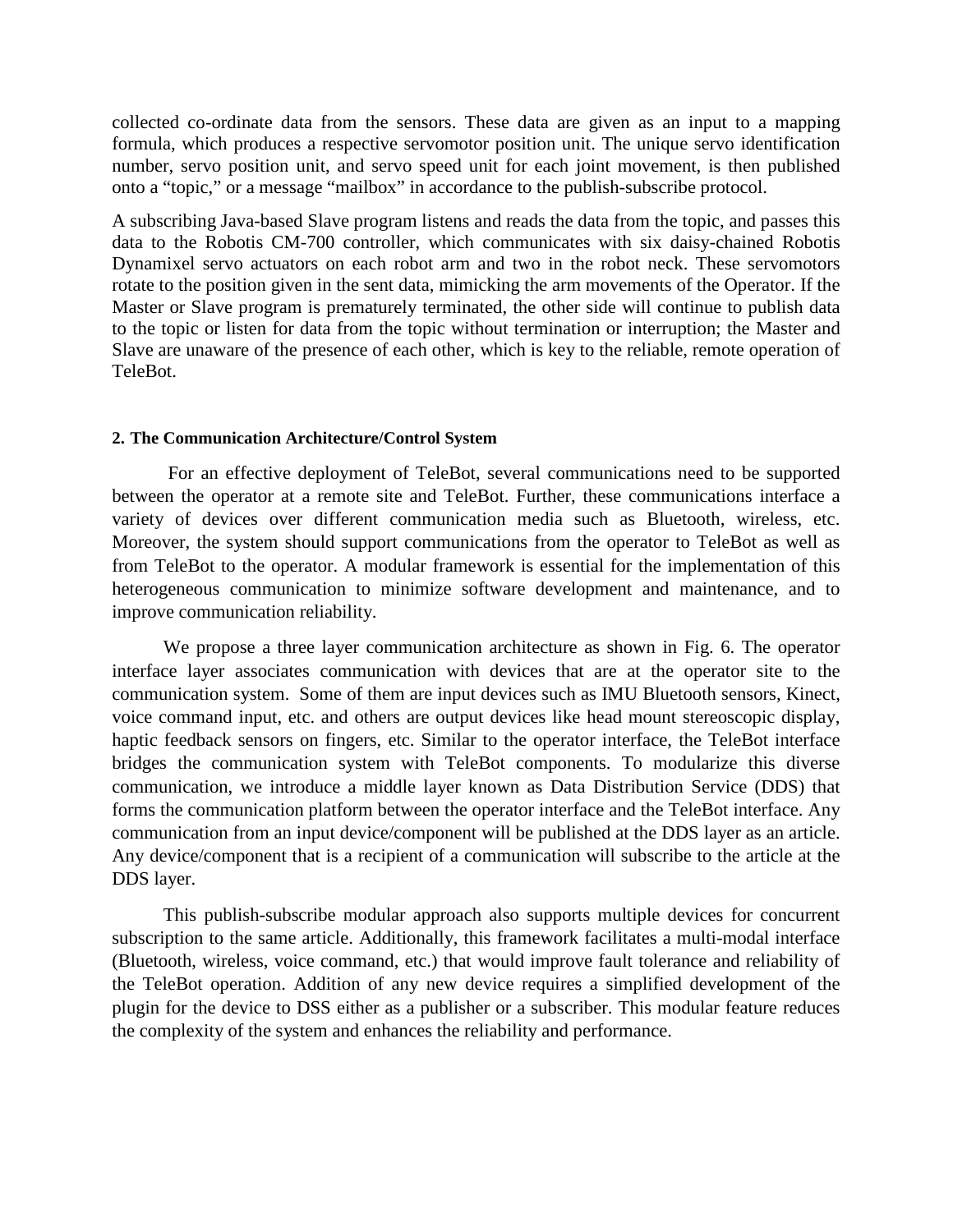collected co-ordinate data from the sensors. These data are given as an input to a mapping formula, which produces a respective servomotor position unit. The unique servo identification number, servo position unit, and servo speed unit for each joint movement, is then published onto a "topic," or a message "mailbox" in accordance to the publish-subscribe protocol.

A subscribing Java-based Slave program listens and reads the data from the topic, and passes this data to the Robotis CM-700 controller, which communicates with six daisy-chained Robotis Dynamixel servo actuators on each robot arm and two in the robot neck. These servomotors rotate to the position given in the sent data, mimicking the arm movements of the Operator. If the Master or Slave program is prematurely terminated, the other side will continue to publish data to the topic or listen for data from the topic without termination or interruption; the Master and Slave are unaware of the presence of each other, which is key to the reliable, remote operation of TeleBot.

#### 2. The Communication Architecture/Control System

For an effective deployment of TeleBot, several communications need to be supported between the operator at a remote site and TeleBot. Further, these communications interface a variety of devices over different communication media such as Bluetooth, wireless, etc. Moreover, the system should support communications from the operator to TeleBot as well as from TeleBot to the operator. A modular framework is essential for the implementation of this heterogeneous communication to minimize software development and maintenance, and to improve communication reliability.

We propose a three layer communication architecture as shown in Fig. 6. The operator interface layer associates communication with devices that are at the operator site to the communication system. Some of them are input devices such as IMU Bluetooth sensors, Kinect, voice command input, etc. and others are output devices like head mount stereoscopic display, haptic feedback sensors on fingers, etc. Similar to the operator interface, the TeleBot interface bridges the communication system with TeleBot components. To modularize this diverse communication, we introduce a middle layer known as Data Distribution Service (DDS) that forms the communication platform between the operator interface and the TeleBot interface. Any communication from an input device/component will be published at the DDS layer as an article. Any device/component that is a recipient of a communication will subscribe to the article at the DDS layer.

This publish-subscribe modular approach also supports multiple devices for concurrent subscription to the same article. Additionally, this framework facilitates a multi-modal interface (Bluetooth, wireless, voice command, etc.) that would improve fault tolerance and reliability of the TeleBot operation. Addition of any new device requires a simplified development of the plugin for the device to DSS either as a publisher or a subscriber. This modular feature reduces the complexity of the system and enhances the reliability and performance.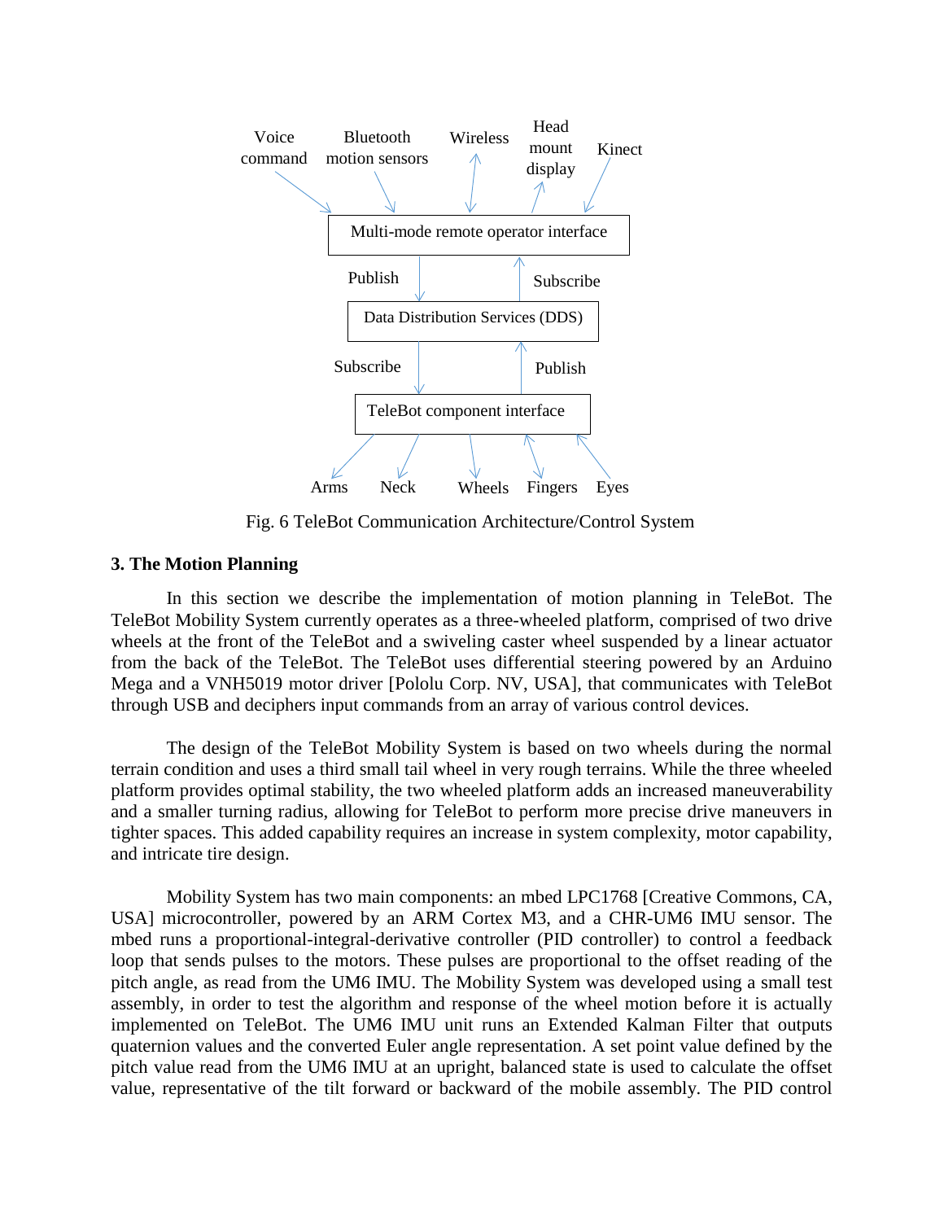Fig. 6 TeleBot Communication Architecture/Control System

### 3. The Motion Planning

In this section we describe the implementation of motion planning in TeleBot. The TeleBot Mobility System currently operates as a three-wheeled platform, comprised of two drive wheels at the front of the TeleBot and a swiveling caster wheel suspended by a linear actuator from the back of the TeleBot. The TeleBot uses differential steering powered by an Arduino Mega and a VNH5019 motor driver [Pololu Corp. NV, USA], that communicates with TeleBot through USB and deciphers input commands from an array of various control devices.

The design of the TeleBot Mobility System is based on two wheels during the normal terrain condition and uses a third small tail wheel in very rough terrains. While the three wheeled platform provides optimal stability, the two wheeled platform adds an increased maneuverability and a smaller turning radius, allowing for TeleBot to perform more precise drive maneuvers in tighter spaces. This added capability requires an increase in system complexity, motor capability, and intricate tire design.

Mobility System has two main components: an mbed LPC1768 [Creative Commons, CA, USA] microcontroller, powered by an ARM Cortex M3, and a CHR-UM6 IMU sensor. The mbed runs a proportional-integral-derivative controller (PID controller) to control a feedback loop that sends pulses to the motors. These pulses are proportional to the offset reading of the pitch angle, as read from the UM6 IMU. The Mobility System was developed using a small test assembly, in order to test the algorithm and response of the wheel motion before it is actually implemented on TeleBot. The UM6 IMU unit runs an Extended Kalman Filter that outputs quaternion values and the converted Euler angle representation. A set point value defined by the pitch value read from the UM6 IMU at an upright, balanced state is used to calculate the offset value, representative of the tilt forward or backward of the mobile assembly. The PID control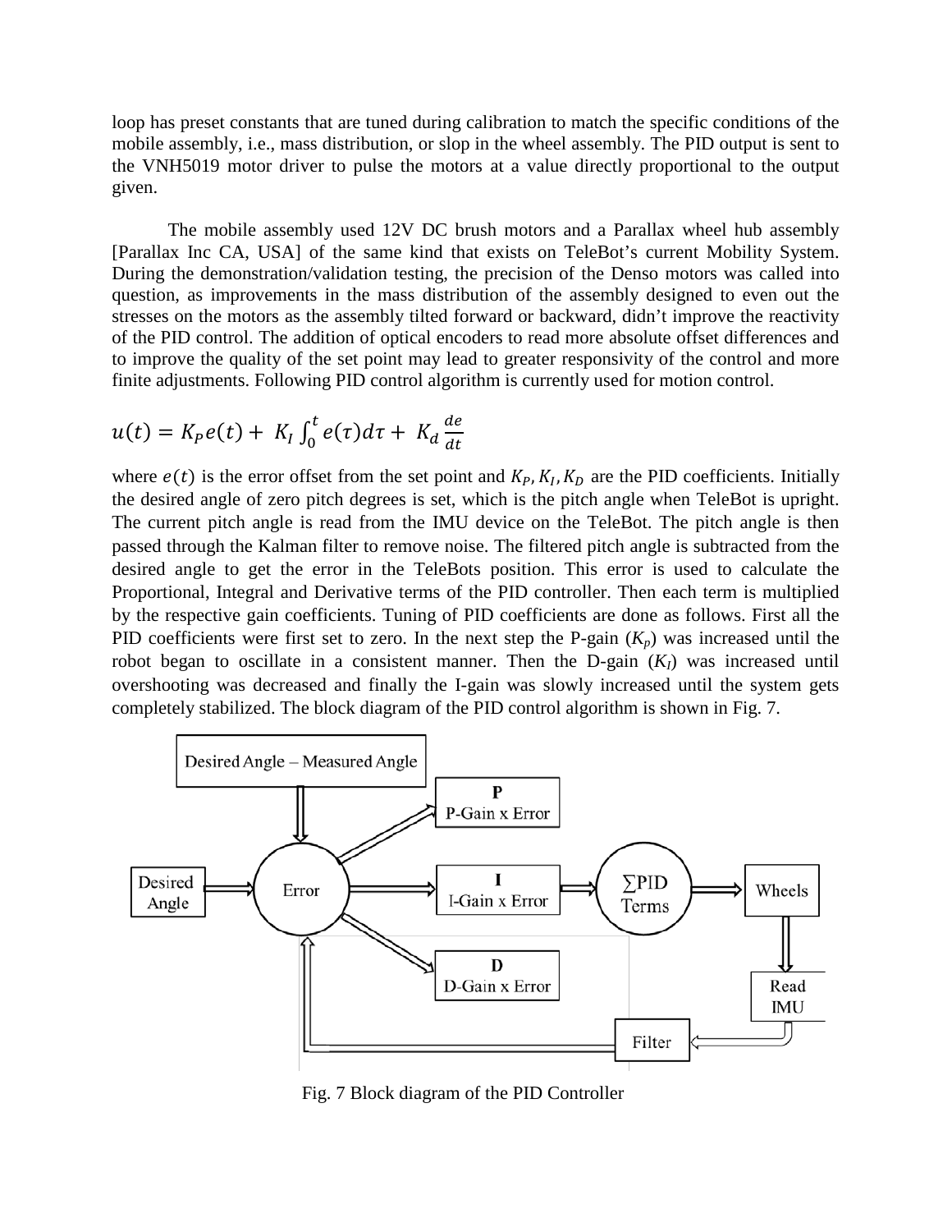loop has preset constants that are tuned during calibration to match the specific conditions of the mobile assembly, i.e., mass distribution, or slop in the wheel assembly. The PID output is sent to the VNH5019 motor driver to pulse the motors at a value directly proportional to the output given.

The mobile assembly used 12V DC brush motors and a Parallax wheel hub assembly [Parallax Inc CA, USA] of the same kind that exists on TeleBot's current Mobility System. During the demonstration/validation testing, the precision of the Denso motors was called into question, as improvements in the mass distribution of the assembly designed to even out the stresses on the motors as the assembly tilted forward or backward, didn't improve the reactivity of the PID control. The addition of optical encoders to read more absolute offset differences and to improve the quality of the set point may lead to greater responsivity of the control and more finite adjustments. Following PID control algorithm is currently used for motion control.

$$u(t) = K_P e(t) + K_I \int_0^t e(\tau) d\tau + K_d \frac{de}{dt}$$

where $e(t)$ is the error offset from the set point and $K_P, K_I, K_D$ are the PID coefficients. Initially the desired angle of zero pitch degrees is set, which is the pitch angle when TeleBot is upright. The current pitch angle is read from the IMU device on the TeleBot. The pitch angle is then passed through the Kalman filter to remove noise. The filtered pitch angle is subtracted from the desired angle to get the error in the TeleBots position. This error is used to calculate the Proportional, Integral and Derivative terms of the PID controller. Then each term is multiplied by the respective gain coefficients. Tuning of PID coefficients are done as follows. First all the PID coefficients were first set to zero. In the next step the P-gain ($K_p$) was increased until the robot began to oscillate in a consistent manner. Then the D-gain ($K_I$) was increased until overshooting was decreased and finally the I-gain was slowly increased until the system gets completely stabilized. The block diagram of the PID control algorithm is shown in Fig. 7.

Desired Angle – Measured Angle

P
P-Gain x Error

Desired Angle

Error

I
I-Gain x Error

∑PID Terms

Wheels

D
D-Gain x Error

Read IMU

Filter

Fig. 7 Block diagram of the PID Controller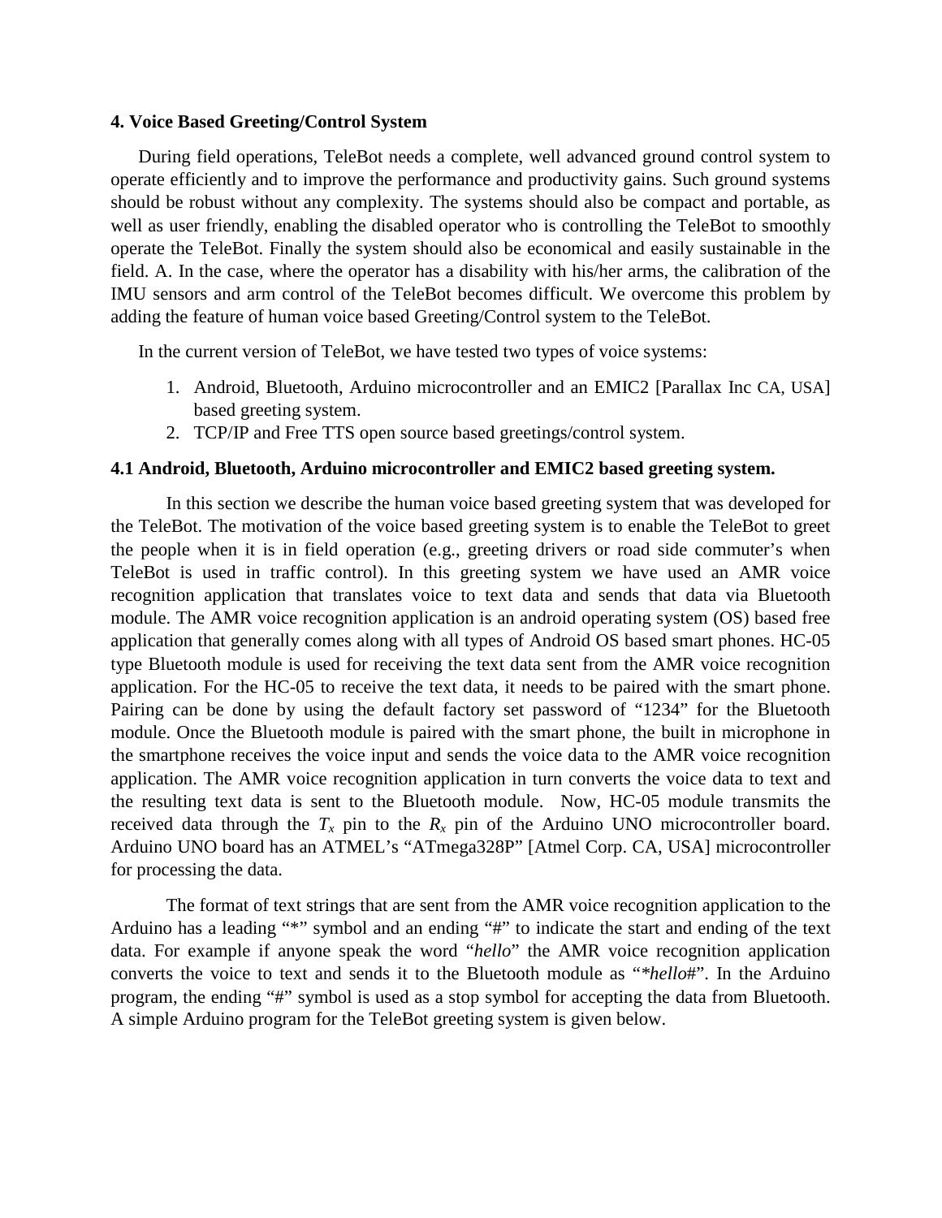### 4. Voice Based Greeting/Control System

During field operations, TeleBot needs a complete, well advanced ground control system to operate efficiently and to improve the performance and productivity gains. Such ground systems should be robust without any complexity. The systems should also be compact and portable, as well as user friendly, enabling the disabled operator who is controlling the TeleBot to smoothly operate the TeleBot. Finally the system should also be economical and easily sustainable in the field. A. In the case, where the operator has a disability with his/her arms, the calibration of the IMU sensors and arm control of the TeleBot becomes difficult. We overcome this problem by adding the feature of human voice based Greeting/Control system to the TeleBot.

In the current version of TeleBot, we have tested two types of voice systems:

1. Android, Bluetooth, Arduino microcontroller and an EMIC2 [Parallax Inc CA, USA] based greeting system.
2. TCP/IP and Free TTS open source based greetings/control system.

#### 4.1 Android, Bluetooth, Arduino microcontroller and EMIC2 based greeting system.

In this section we describe the human voice based greeting system that was developed for the TeleBot. The motivation of the voice based greeting system is to enable the TeleBot to greet the people when it is in field operation (e.g., greeting drivers or road side commuter's when TeleBot is used in traffic control). In this greeting system we have used an AMR voice recognition application that translates voice to text data and sends that data via Bluetooth module. The AMR voice recognition application is an android operating system (OS) based free application that generally comes along with all types of Android OS based smart phones. HC-05 type Bluetooth module is used for receiving the text data sent from the AMR voice recognition application. For the HC-05 to receive the text data, it needs to be paired with the smart phone. Pairing can be done by using the default factory set password of "1234" for the Bluetooth module. Once the Bluetooth module is paired with the smart phone, the built in microphone in the smartphone receives the voice input and sends the voice data to the AMR voice recognition application. The AMR voice recognition application in turn converts the voice data to text and the resulting text data is sent to the Bluetooth module. Now, HC-05 module transmits the received data through the $T_x$ pin to the $R_x$ pin of the Arduino UNO microcontroller board. Arduino UNO board has an ATMEL's "ATmega328P" [Atmel Corp. CA, USA] microcontroller for processing the data.

The format of text strings that are sent from the AMR voice recognition application to the Arduino has a leading "*" symbol and an ending "#" to indicate the start and ending of the text data. For example if anyone speak the word "*hello*" the AMR voice recognition application converts the voice to text and sends it to the Bluetooth module as "**hello*#". In the Arduino program, the ending "#" symbol is used as a stop symbol for accepting the data from Bluetooth. A simple Arduino program for the TeleBot greeting system is given below.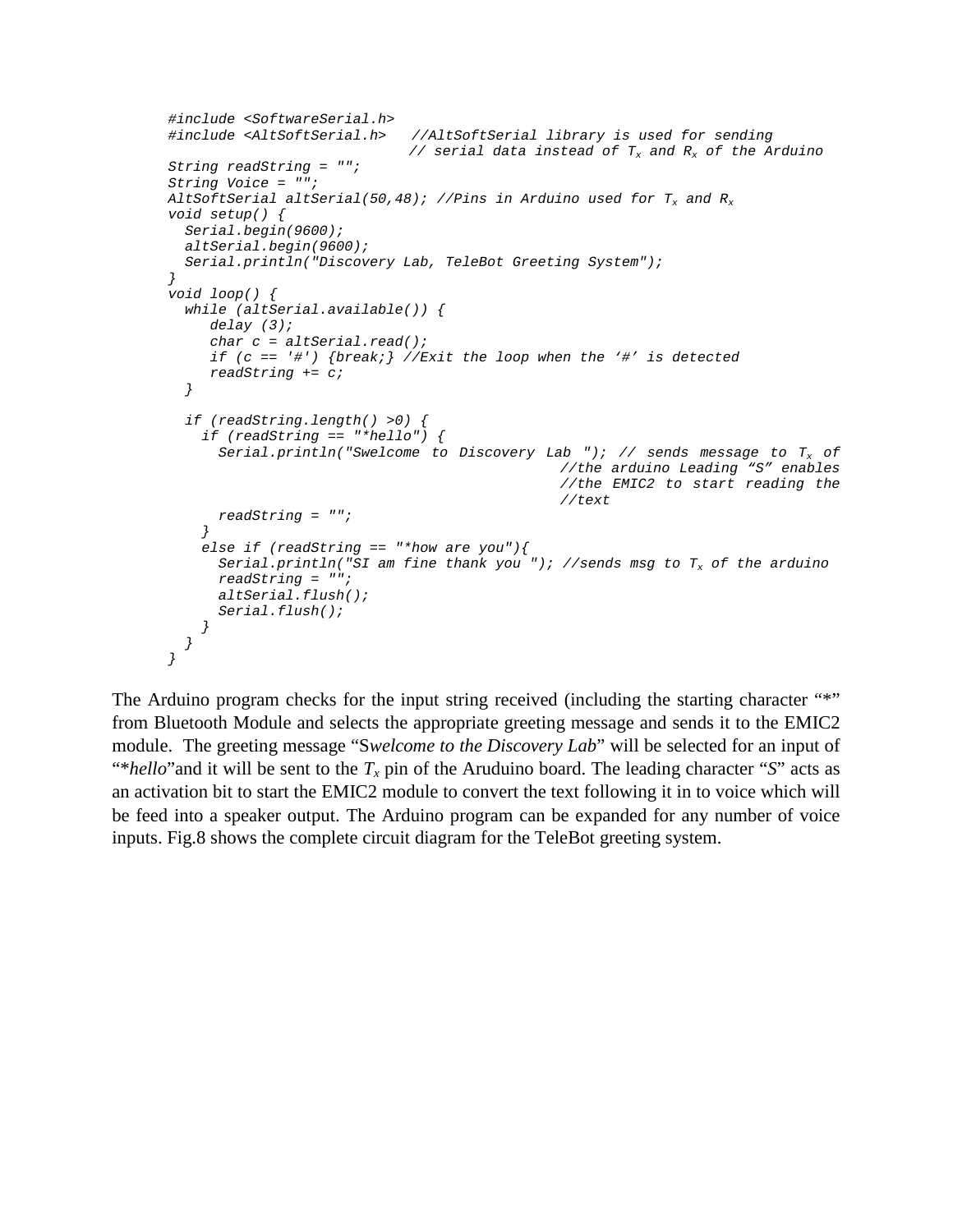```
#include <SoftwareSerial.h>
#include <AltSoftSerial.h>   //AltSoftSerial library is used for sending
                             // serial data instead of Tx and Rx of the Arduino
String readString = "";
String Voice = "";
AltSoftSerial altSerial(50,48); //Pins in Arduino used for Tx and Rx
void setup() {
  Serial.begin(9600);
  altSerial.begin(9600);
  Serial.println("Discovery Lab, TeleBot Greeting System");
}
void loop() {
  while (altSerial.available()) {
     delay (3);
     char c = altSerial.read();
     if (c == '#') {break;} //Exit the loop when the '#' is detected
     readString += c;
  }

  if (readString.length() >0) {
    if (readString == "*hello") {
      Serial.println("Swelcome to Discovery Lab "); // sends message to Tx of
                                                    //the arduino Leading "S" enables
                                                    //the EMIC2 to start reading the
                                                    //text
      readString = "";
    }
    else if (readString == "*how are you"){
      Serial.println("SI am fine thank you "); //sends msg to Tx of the arduino
      readString = "";
      altSerial.flush();
      Serial.flush();
    }
  }
}
```

The Arduino program checks for the input string received (including the starting character "*" from Bluetooth Module and selects the appropriate greeting message and sends it to the EMIC2 module. The greeting message "S*welcome to the Discovery Lab*" will be selected for an input of "*hello*"and it will be sent to the $T_x$ pin of the Aruduino board. The leading character "S" acts as an activation bit to start the EMIC2 module to convert the text following it in to voice which will be feed into a speaker output. The Arduino program can be expanded for any number of voice inputs. Fig.8 shows the complete circuit diagram for the TeleBot greeting system.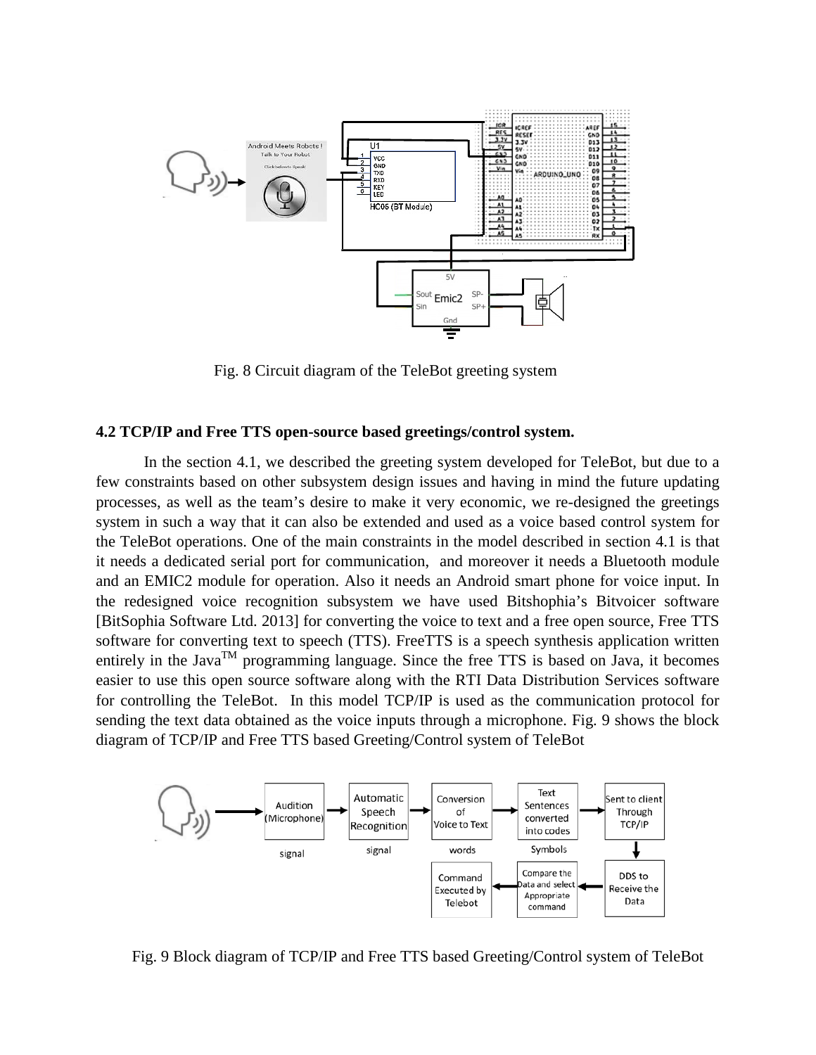Fig. 8 Circuit diagram of the TeleBot greeting system

**4.2 TCP/IP and Free TTS open-source based greetings/control system.**

In the section 4.1, we described the greeting system developed for TeleBot, but due to a few constraints based on other subsystem design issues and having in mind the future updating processes, as well as the team's desire to make it very economic, we re-designed the greetings system in such a way that it can also be extended and used as a voice based control system for the TeleBot operations. One of the main constraints in the model described in section 4.1 is that it needs a dedicated serial port for communication, and moreover it needs a Bluetooth module and an EMIC2 module for operation. Also it needs an Android smart phone for voice input. In the redesigned voice recognition subsystem we have used Bitshophia's Bitvoicer software [BitSophia Software Ltd. 2013] for converting the voice to text and a free open source, Free TTS software for converting text to speech (TTS). FreeTTS is a speech synthesis application written entirely in the Java$^{TM}$ programming language. Since the free TTS is based on Java, it becomes easier to use this open source software along with the RTI Data Distribution Services software for controlling the TeleBot. In this model TCP/IP is used as the communication protocol for sending the text data obtained as the voice inputs through a microphone. Fig. 9 shows the block diagram of TCP/IP and Free TTS based Greeting/Control system of TeleBot

Fig. 9 Block diagram of TCP/IP and Free TTS based Greeting/Control system of TeleBot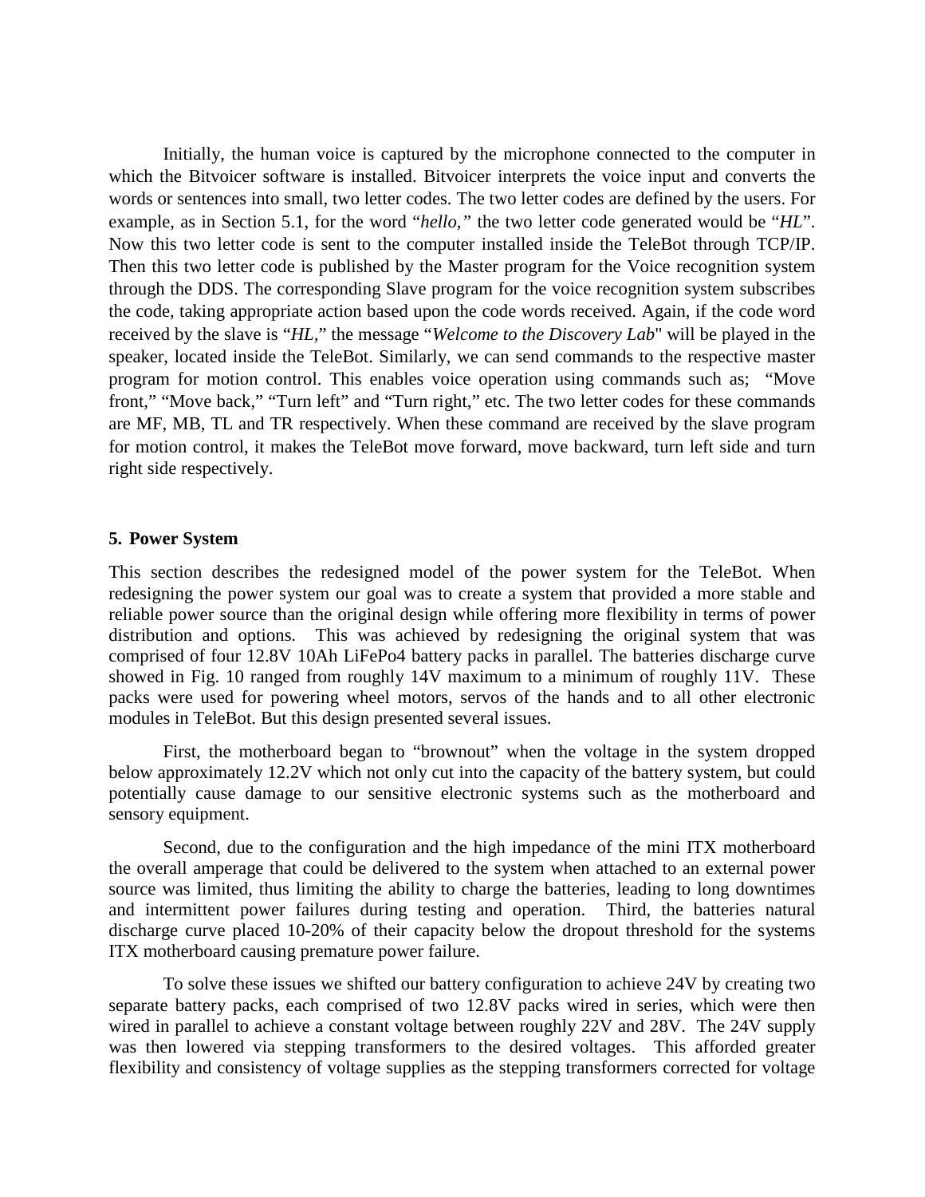Initially, the human voice is captured by the microphone connected to the computer in which the Bitvoicer software is installed. Bitvoicer interprets the voice input and converts the words or sentences into small, two letter codes. The two letter codes are defined by the users. For example, as in Section 5.1, for the word "*hello,*" the two letter code generated would be "*HL*". Now this two letter code is sent to the computer installed inside the TeleBot through TCP/IP. Then this two letter code is published by the Master program for the Voice recognition system through the DDS. The corresponding Slave program for the voice recognition system subscribes the code, taking appropriate action based upon the code words received. Again, if the code word received by the slave is "*HL,*" the message "*Welcome to the Discovery Lab*" will be played in the speaker, located inside the TeleBot. Similarly, we can send commands to the respective master program for motion control. This enables voice operation using commands such as; "Move front," "Move back," "Turn left" and "Turn right," etc. The two letter codes for these commands are MF, MB, TL and TR respectively. When these command are received by the slave program for motion control, it makes the TeleBot move forward, move backward, turn left side and turn right side respectively.

## 5. Power System

This section describes the redesigned model of the power system for the TeleBot. When redesigning the power system our goal was to create a system that provided a more stable and reliable power source than the original design while offering more flexibility in terms of power distribution and options. This was achieved by redesigning the original system that was comprised of four 12.8V 10Ah LiFePo4 battery packs in parallel. The batteries discharge curve showed in Fig. 10 ranged from roughly 14V maximum to a minimum of roughly 11V. These packs were used for powering wheel motors, servos of the hands and to all other electronic modules in TeleBot. But this design presented several issues.

First, the motherboard began to "brownout" when the voltage in the system dropped below approximately 12.2V which not only cut into the capacity of the battery system, but could potentially cause damage to our sensitive electronic systems such as the motherboard and sensory equipment.

Second, due to the configuration and the high impedance of the mini ITX motherboard the overall amperage that could be delivered to the system when attached to an external power source was limited, thus limiting the ability to charge the batteries, leading to long downtimes and intermittent power failures during testing and operation. Third, the batteries natural discharge curve placed 10-20% of their capacity below the dropout threshold for the systems ITX motherboard causing premature power failure.

To solve these issues we shifted our battery configuration to achieve 24V by creating two separate battery packs, each comprised of two 12.8V packs wired in series, which were then wired in parallel to achieve a constant voltage between roughly 22V and 28V. The 24V supply was then lowered via stepping transformers to the desired voltages. This afforded greater flexibility and consistency of voltage supplies as the stepping transformers corrected for voltage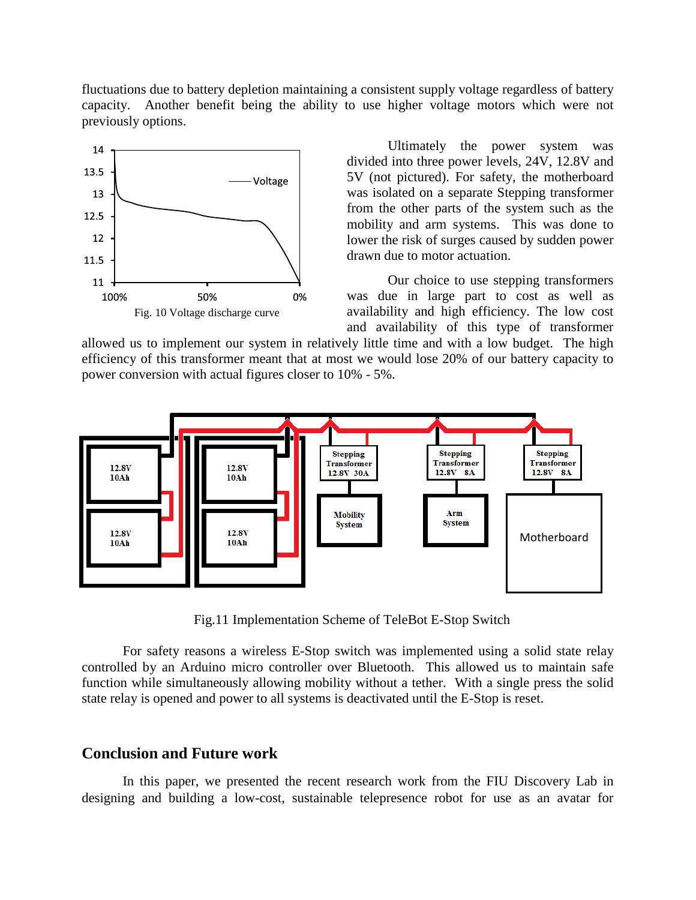fluctuations due to battery depletion maintaining a consistent supply voltage regardless of battery capacity. Another benefit being the ability to use higher voltage motors which were not previously options.

Fig. 10 Voltage discharge curve

Ultimately the power system was divided into three power levels, 24V, 12.8V and 5V (not pictured). For safety, the motherboard was isolated on a separate Stepping transformer from the other parts of the system such as the mobility and arm systems. This was done to lower the risk of surges caused by sudden power drawn due to motor actuation.

Our choice to use stepping transformers was due in large part to cost as well as availability and high efficiency. The low cost and availability of this type of transformer allowed us to implement our system in relatively little time and with a low budget. The high efficiency of this transformer meant that at most we would lose 20% of our battery capacity to power conversion with actual figures closer to 10% - 5%.

Fig.11 Implementation Scheme of TeleBot E-Stop Switch

For safety reasons a wireless E-Stop switch was implemented using a solid state relay controlled by an Arduino micro controller over Bluetooth. This allowed us to maintain safe function while simultaneously allowing mobility without a tether. With a single press the solid state relay is opened and power to all systems is deactivated until the E-Stop is reset.

## Conclusion and Future work

In this paper, we presented the recent research work from the FIU Discovery Lab in designing and building a low-cost, sustainable telepresence robot for use as an avatar for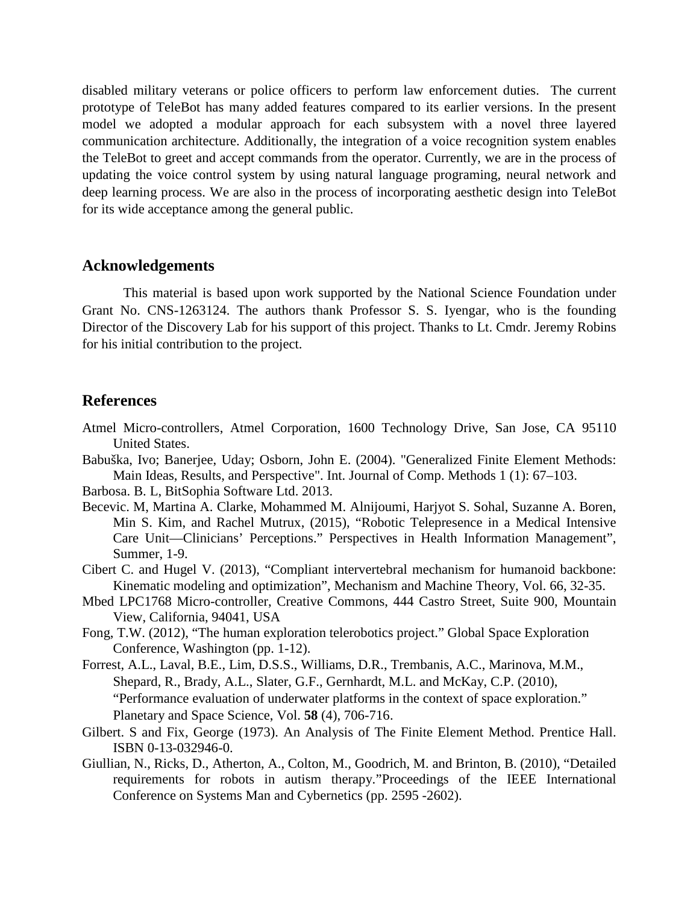disabled military veterans or police officers to perform law enforcement duties. The current prototype of TeleBot has many added features compared to its earlier versions. In the present model we adopted a modular approach for each subsystem with a novel three layered communication architecture. Additionally, the integration of a voice recognition system enables the TeleBot to greet and accept commands from the operator. Currently, we are in the process of updating the voice control system by using natural language programing, neural network and deep learning process. We are also in the process of incorporating aesthetic design into TeleBot for its wide acceptance among the general public.

## Acknowledgements

This material is based upon work supported by the National Science Foundation under Grant No. CNS-1263124. The authors thank Professor S. S. Iyengar, who is the founding Director of the Discovery Lab for his support of this project. Thanks to Lt. Cmdr. Jeremy Robins for his initial contribution to the project.

## References

Atmel Micro-controllers, Atmel Corporation, 1600 Technology Drive, San Jose, CA 95110 United States.

Babuška, Ivo; Banerjee, Uday; Osborn, John E. (2004). "Generalized Finite Element Methods: Main Ideas, Results, and Perspective". Int. Journal of Comp. Methods 1 (1): 67–103.

Barbosa. B. L, BitSophia Software Ltd. 2013.

Becevic. M, Martina A. Clarke, Mohammed M. Alnijoumi, Harjyot S. Sohal, Suzanne A. Boren, Min S. Kim, and Rachel Mutrux, (2015), "Robotic Telepresence in a Medical Intensive Care Unit—Clinicians' Perceptions." Perspectives in Health Information Management", Summer, 1-9.

Cibert C. and Hugel V. (2013), "Compliant intervertebral mechanism for humanoid backbone: Kinematic modeling and optimization", Mechanism and Machine Theory, Vol. 66, 32-35.

Mbed LPC1768 Micro-controller, Creative Commons, 444 Castro Street, Suite 900, Mountain View, California, 94041, USA

Fong, T.W. (2012), "The human exploration telerobotics project." Global Space Exploration Conference, Washington (pp. 1-12).

Forrest, A.L., Laval, B.E., Lim, D.S.S., Williams, D.R., Trembanis, A.C., Marinova, M.M., Shepard, R., Brady, A.L., Slater, G.F., Gernhardt, M.L. and McKay, C.P. (2010), "Performance evaluation of underwater platforms in the context of space exploration." Planetary and Space Science, Vol. **58** (4), 706-716.

Gilbert. S and Fix, George (1973). An Analysis of The Finite Element Method. Prentice Hall. ISBN 0-13-032946-0.

Giullian, N., Ricks, D., Atherton, A., Colton, M., Goodrich, M. and Brinton, B. (2010), "Detailed requirements for robots in autism therapy."Proceedings of the IEEE International Conference on Systems Man and Cybernetics (pp. 2595 -2602).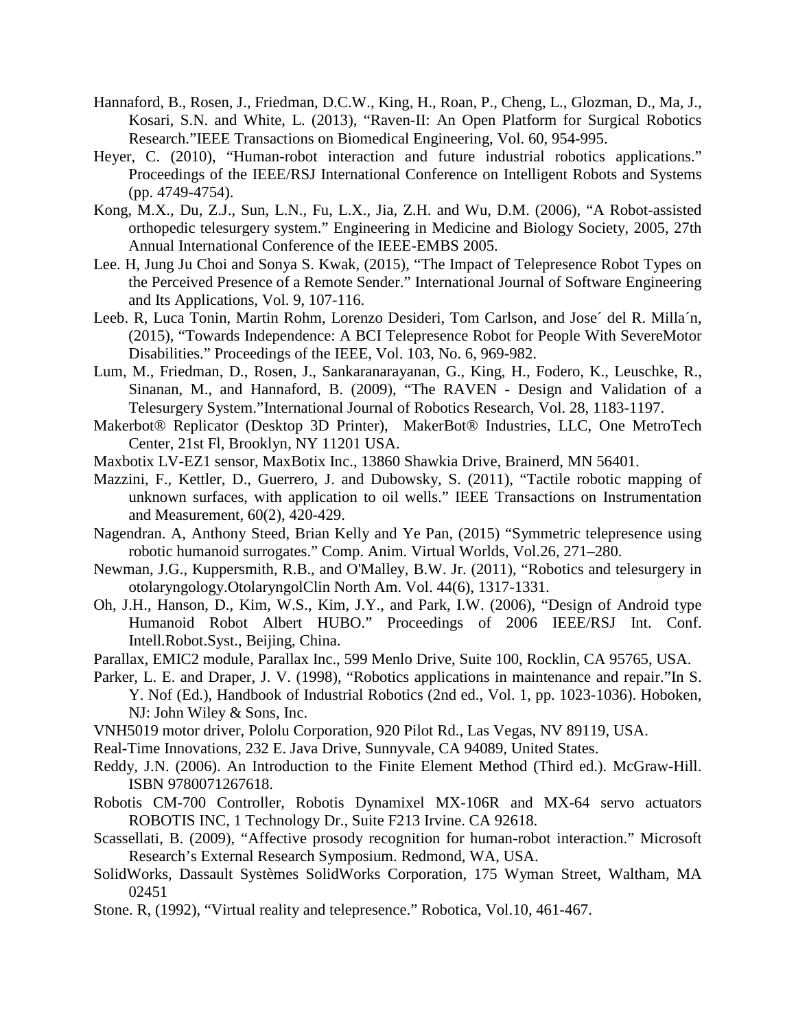Hannaford, B., Rosen, J., Friedman, D.C.W., King, H., Roan, P., Cheng, L., Glozman, D., Ma, J., Kosari, S.N. and White, L. (2013), "Raven-II: An Open Platform for Surgical Robotics Research."IEEE Transactions on Biomedical Engineering, Vol. 60, 954-995.

Heyer, C. (2010), "Human-robot interaction and future industrial robotics applications." Proceedings of the IEEE/RSJ International Conference on Intelligent Robots and Systems (pp. 4749-4754).

Kong, M.X., Du, Z.J., Sun, L.N., Fu, L.X., Jia, Z.H. and Wu, D.M. (2006), "A Robot-assisted orthopedic telesurgery system." Engineering in Medicine and Biology Society, 2005, 27th Annual International Conference of the IEEE-EMBS 2005.

Lee. H, Jung Ju Choi and Sonya S. Kwak, (2015), "The Impact of Telepresence Robot Types on the Perceived Presence of a Remote Sender." International Journal of Software Engineering and Its Applications, Vol. 9, 107-116.

Leeb. R, Luca Tonin, Martin Rohm, Lorenzo Desideri, Tom Carlson, and Jose´ del R. Milla´n, (2015), "Towards Independence: A BCI Telepresence Robot for People With SevereMotor Disabilities." Proceedings of the IEEE, Vol. 103, No. 6, 969-982.

Lum, M., Friedman, D., Rosen, J., Sankaranarayanan, G., King, H., Fodero, K., Leuschke, R., Sinanan, M., and Hannaford, B. (2009), "The RAVEN - Design and Validation of a Telesurgery System."International Journal of Robotics Research, Vol. 28, 1183-1197.

Makerbot® Replicator (Desktop 3D Printer), MakerBot® Industries, LLC, One MetroTech Center, 21st Fl, Brooklyn, NY 11201 USA.

Maxbotix LV-EZ1 sensor, MaxBotix Inc., 13860 Shawkia Drive, Brainerd, MN 56401.

Mazzini, F., Kettler, D., Guerrero, J. and Dubowsky, S. (2011), "Tactile robotic mapping of unknown surfaces, with application to oil wells." IEEE Transactions on Instrumentation and Measurement, 60(2), 420-429.

Nagendran. A, Anthony Steed, Brian Kelly and Ye Pan, (2015) "Symmetric telepresence using robotic humanoid surrogates." Comp. Anim. Virtual Worlds, Vol.26, 271–280.

Newman, J.G., Kuppersmith, R.B., and O'Malley, B.W. Jr. (2011), "Robotics and telesurgery in otolaryngology.OtolaryngolClin North Am. Vol. 44(6), 1317-1331.

Oh, J.H., Hanson, D., Kim, W.S., Kim, J.Y., and Park, I.W. (2006), "Design of Android type Humanoid Robot Albert HUBO." Proceedings of 2006 IEEE/RSJ Int. Conf. Intell.Robot.Syst., Beijing, China.

Parallax, EMIC2 module, Parallax Inc., 599 Menlo Drive, Suite 100, Rocklin, CA 95765, USA.

Parker, L. E. and Draper, J. V. (1998), "Robotics applications in maintenance and repair."In S. Y. Nof (Ed.), Handbook of Industrial Robotics (2nd ed., Vol. 1, pp. 1023-1036). Hoboken, NJ: John Wiley & Sons, Inc.

VNH5019 motor driver, Pololu Corporation, 920 Pilot Rd., Las Vegas, NV 89119, USA.

Real-Time Innovations, 232 E. Java Drive, Sunnyvale, CA 94089, United States.

Reddy, J.N. (2006). An Introduction to the Finite Element Method (Third ed.). McGraw-Hill. ISBN 9780071267618.

Robotis CM-700 Controller, Robotis Dynamixel MX-106R and MX-64 servo actuators ROBOTIS INC, 1 Technology Dr., Suite F213 Irvine. CA 92618.

Scassellati, B. (2009), "Affective prosody recognition for human-robot interaction." Microsoft Research's External Research Symposium. Redmond, WA, USA.

SolidWorks, Dassault Systèmes SolidWorks Corporation, 175 Wyman Street, Waltham, MA 02451

Stone. R, (1992), "Virtual reality and telepresence." Robotica, Vol.10, 461-467.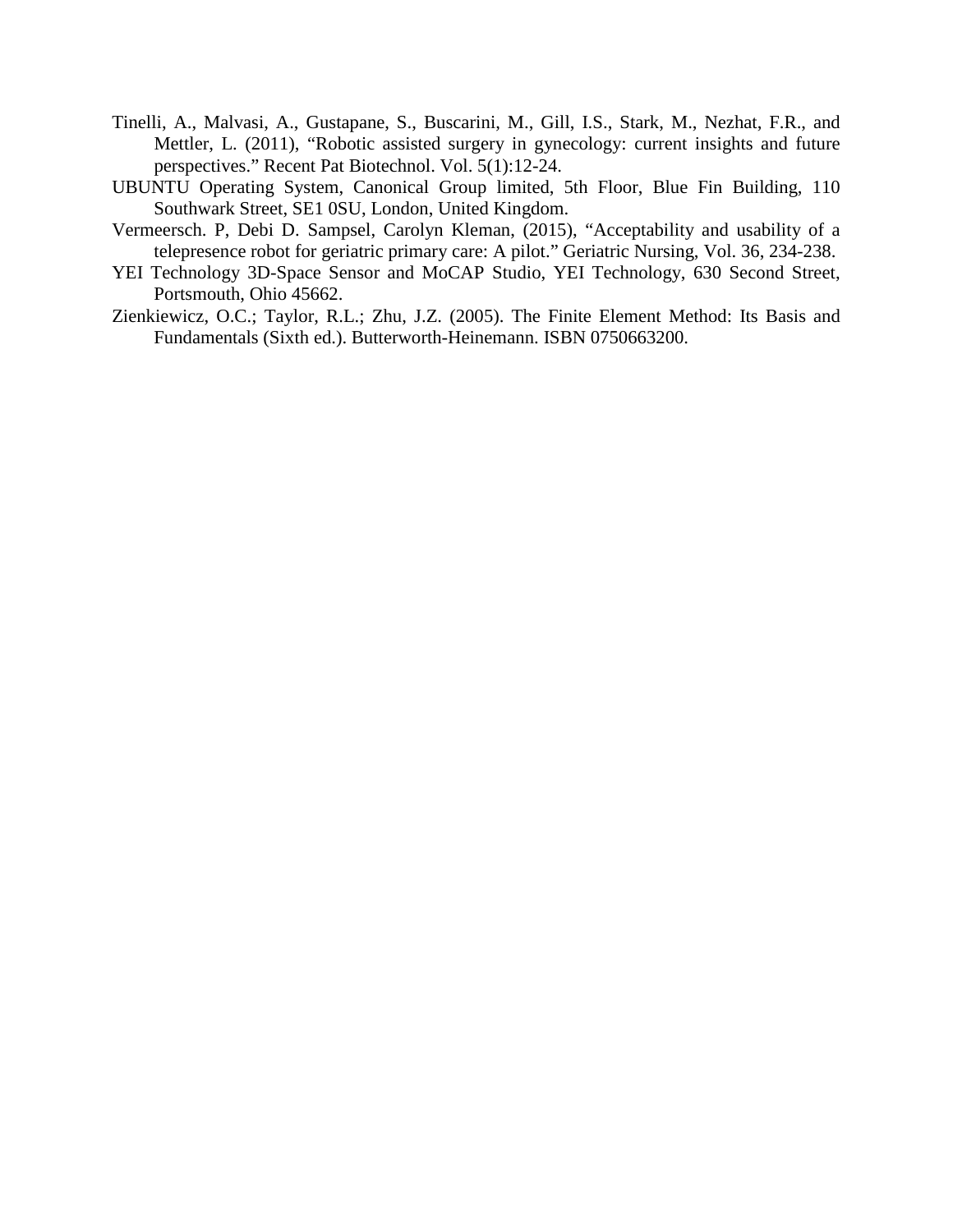Tinelli, A., Malvasi, A., Gustapane, S., Buscarini, M., Gill, I.S., Stark, M., Nezhat, F.R., and Mettler, L. (2011), "Robotic assisted surgery in gynecology: current insights and future perspectives." Recent Pat Biotechnol. Vol. 5(1):12-24.

UBUNTU Operating System, Canonical Group limited, 5th Floor, Blue Fin Building, 110 Southwark Street, SE1 0SU, London, United Kingdom.

Vermeersch. P, Debi D. Sampsel, Carolyn Kleman, (2015), "Acceptability and usability of a telepresence robot for geriatric primary care: A pilot." Geriatric Nursing, Vol. 36, 234-238.

YEI Technology 3D-Space Sensor and MoCAP Studio, YEI Technology, 630 Second Street, Portsmouth, Ohio 45662.

Zienkiewicz, O.C.; Taylor, R.L.; Zhu, J.Z. (2005). The Finite Element Method: Its Basis and Fundamentals (Sixth ed.). Butterworth-Heinemann. ISBN 0750663200.